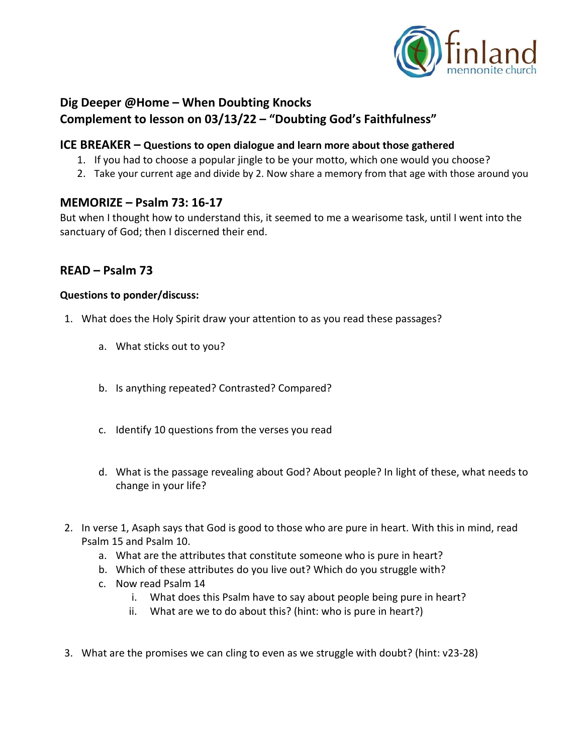finland mennonite church

# Dig Deeper @Home – When Doubting Knocks
# Complement to lesson on 03/13/22 – "Doubting God's Faithfulness"

## ICE BREAKER – Questions to open dialogue and learn more about those gathered

1. If you had to choose a popular jingle to be your motto, which one would you choose?
2. Take your current age and divide by 2. Now share a memory from that age with those around you

## MEMORIZE – Psalm 73: 16-17

But when I thought how to understand this, it seemed to me a wearisome task, until I went into the sanctuary of God; then I discerned their end.

## READ – Psalm 73

**Questions to ponder/discuss:**

1. What does the Holy Spirit draw your attention to as you read these passages?
   a. What sticks out to you?
   b. Is anything repeated? Contrasted? Compared?
   c. Identify 10 questions from the verses you read
   d. What is the passage revealing about God? About people? In light of these, what needs to change in your life?

2. In verse 1, Asaph says that God is good to those who are pure in heart. With this in mind, read Psalm 15 and Psalm 10.
   a. What are the attributes that constitute someone who is pure in heart?
   b. Which of these attributes do you live out? Which do you struggle with?
   c. Now read Psalm 14
      i. What does this Psalm have to say about people being pure in heart?
      ii. What are we to do about this? (hint: who is pure in heart?)

3. What are the promises we can cling to even as we struggle with doubt? (hint: v23-28)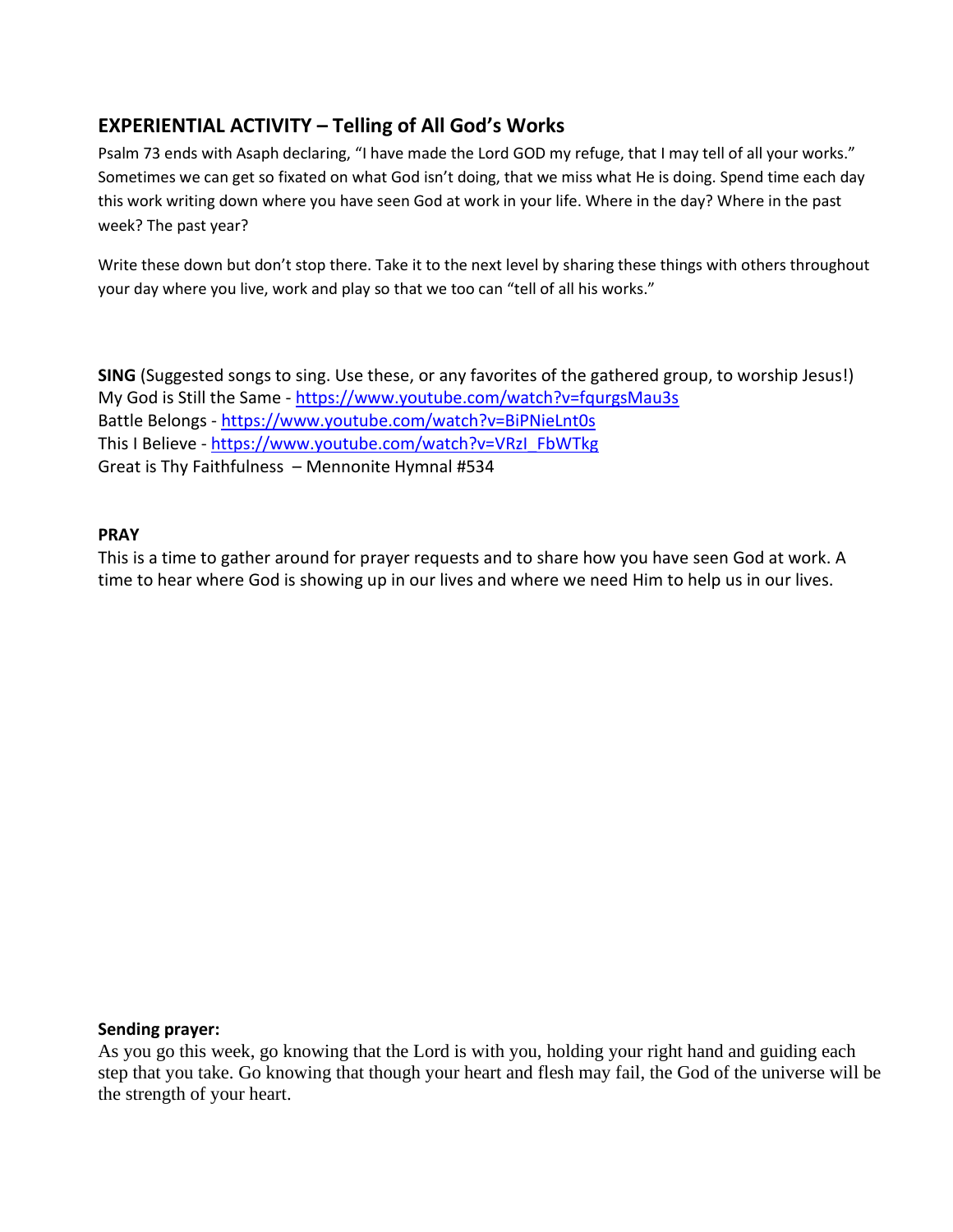## EXPERIENTIAL ACTIVITY – Telling of All God's Works

Psalm 73 ends with Asaph declaring, "I have made the Lord GOD my refuge, that I may tell of all your works." Sometimes we can get so fixated on what God isn't doing, that we miss what He is doing. Spend time each day this work writing down where you have seen God at work in your life. Where in the day? Where in the past week? The past year?

Write these down but don't stop there. Take it to the next level by sharing these things with others throughout your day where you live, work and play so that we too can "tell of all his works."

**SING** (Suggested songs to sing. Use these, or any favorites of the gathered group, to worship Jesus!)
My God is Still the Same - https://www.youtube.com/watch?v=fqurgsMau3s
Battle Belongs - https://www.youtube.com/watch?v=BiPNieLnt0s
This I Believe - https://www.youtube.com/watch?v=VRzI_FbWTkg
Great is Thy Faithfulness – Mennonite Hymnal #534

**PRAY**

This is a time to gather around for prayer requests and to share how you have seen God at work. A time to hear where God is showing up in our lives and where we need Him to help us in our lives.

**Sending prayer:**

As you go this week, go knowing that the Lord is with you, holding your right hand and guiding each step that you take. Go knowing that though your heart and flesh may fail, the God of the universe will be the strength of your heart.